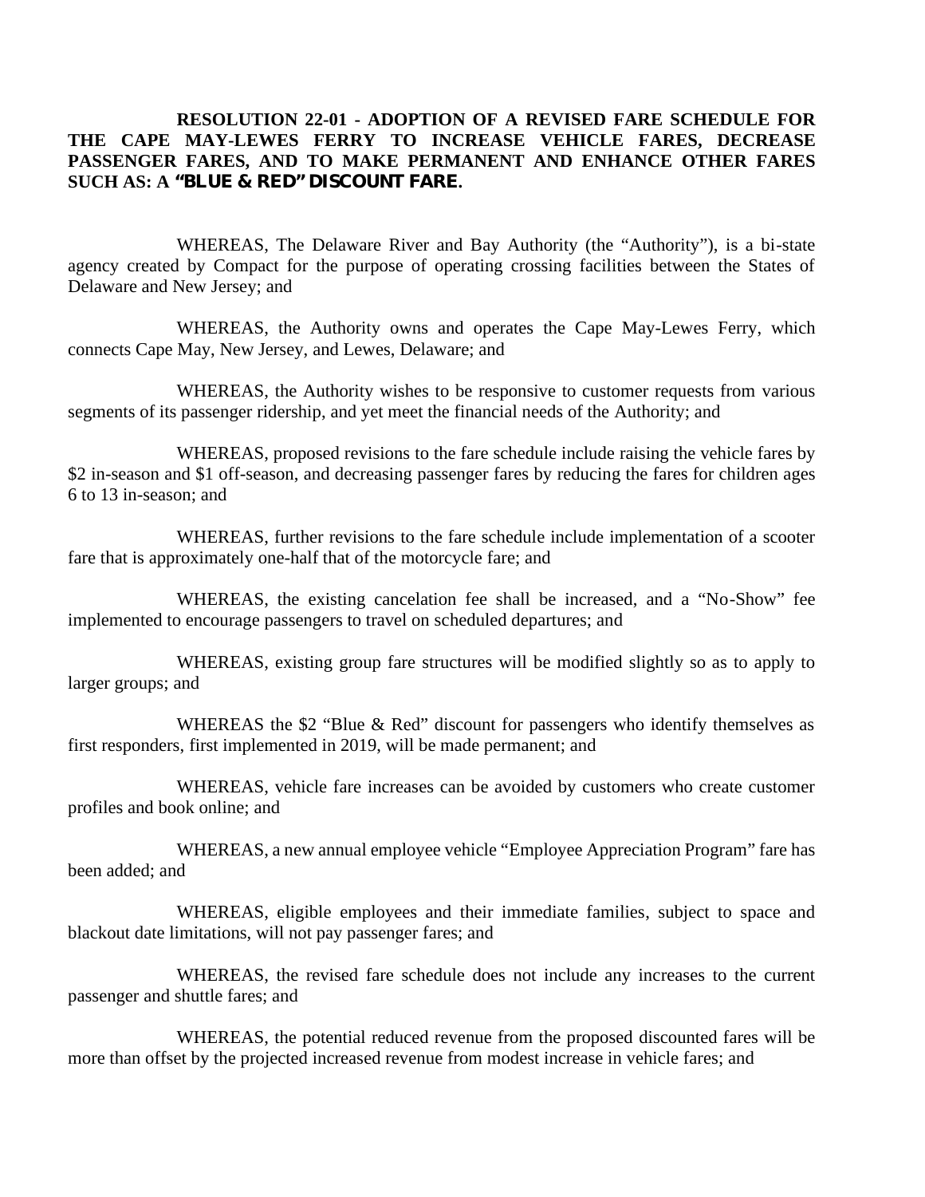**RESOLUTION 22-01 - ADOPTION OF A REVISED FARE SCHEDULE FOR THE CAPE MAY-LEWES FERRY TO INCREASE VEHICLE FARES, DECREASE PASSENGER FARES, AND TO MAKE PERMANENT AND ENHANCE OTHER FARES SUCH AS: A "BLUE & RED" DISCOUNT FARE.**

WHEREAS, The Delaware River and Bay Authority (the "Authority"), is a bi-state agency created by Compact for the purpose of operating crossing facilities between the States of Delaware and New Jersey; and

WHEREAS, the Authority owns and operates the Cape May-Lewes Ferry, which connects Cape May, New Jersey, and Lewes, Delaware; and

WHEREAS, the Authority wishes to be responsive to customer requests from various segments of its passenger ridership, and yet meet the financial needs of the Authority; and

WHEREAS, proposed revisions to the fare schedule include raising the vehicle fares by $2 in-season and $1 off-season, and decreasing passenger fares by reducing the fares for children ages 6 to 13 in-season; and

WHEREAS, further revisions to the fare schedule include implementation of a scooter fare that is approximately one-half that of the motorcycle fare; and

WHEREAS, the existing cancelation fee shall be increased, and a "No-Show" fee implemented to encourage passengers to travel on scheduled departures; and

WHEREAS, existing group fare structures will be modified slightly so as to apply to larger groups; and

WHEREAS the $2 "Blue & Red" discount for passengers who identify themselves as first responders, first implemented in 2019, will be made permanent; and

WHEREAS, vehicle fare increases can be avoided by customers who create customer profiles and book online; and

WHEREAS, a new annual employee vehicle "Employee Appreciation Program" fare has been added; and

WHEREAS, eligible employees and their immediate families, subject to space and blackout date limitations, will not pay passenger fares; and

WHEREAS, the revised fare schedule does not include any increases to the current passenger and shuttle fares; and

WHEREAS, the potential reduced revenue from the proposed discounted fares will be more than offset by the projected increased revenue from modest increase in vehicle fares; and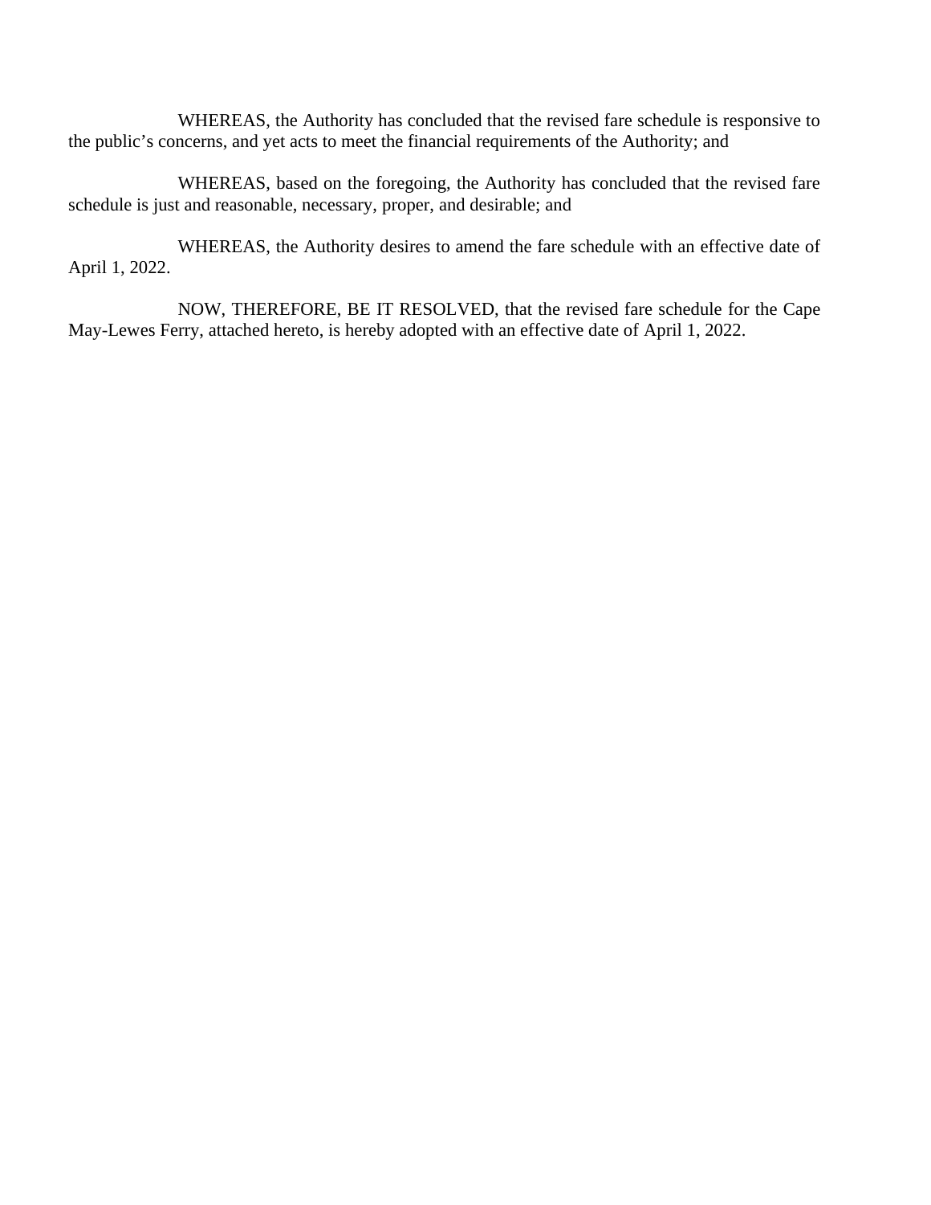WHEREAS, the Authority has concluded that the revised fare schedule is responsive to the public's concerns, and yet acts to meet the financial requirements of the Authority; and

WHEREAS, based on the foregoing, the Authority has concluded that the revised fare schedule is just and reasonable, necessary, proper, and desirable; and

WHEREAS, the Authority desires to amend the fare schedule with an effective date of April 1, 2022.

NOW, THEREFORE, BE IT RESOLVED, that the revised fare schedule for the Cape May-Lewes Ferry, attached hereto, is hereby adopted with an effective date of April 1, 2022.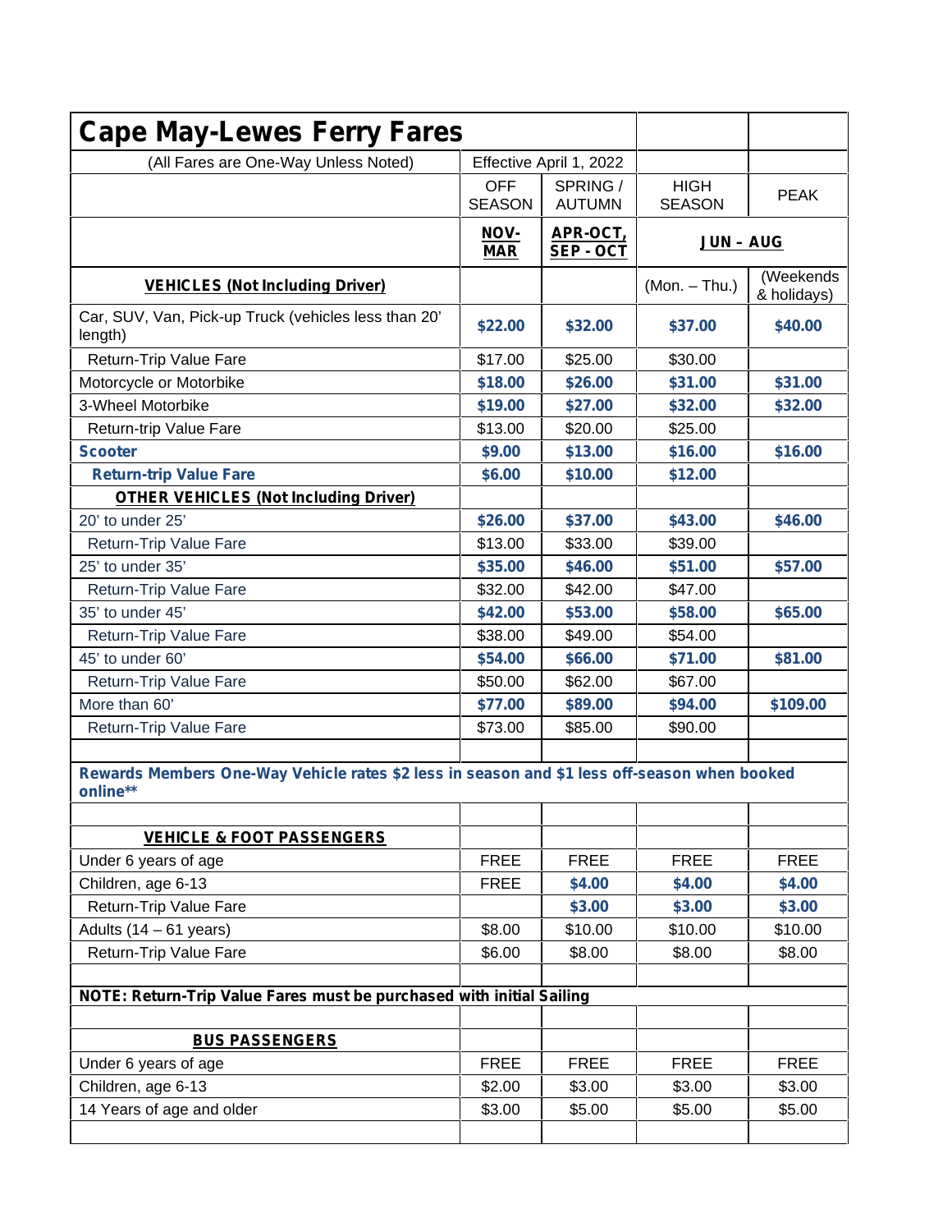# Cape May-Lewes Ferry Fares

| (All Fares are One-Way Unless Noted) | Effective April 1, 2022 | | | |
|---|---|---|---|---|
| | OFF SEASON | SPRING / AUTUMN | HIGH SEASON | PEAK |
| | **NOV-MAR** | **APR-OCT, SEP - OCT** | **JUN – AUG** | |
| **VEHICLES (Not Including Driver)** | | | (Mon. – Thu.) | (Weekends & holidays) |
| Car, SUV, Van, Pick-up Truck (vehicles less than 20' length) | **$22.00** | **$32.00** | **$37.00** | **$40.00** |
| Return-Trip Value Fare | $17.00 | $25.00 | $30.00 | |
| Motorcycle or Motorbike | **$18.00** | **$26.00** | **$31.00** | **$31.00** |
| 3-Wheel Motorbike | **$19.00** | **$27.00** | **$32.00** | **$32.00** |
| Return-trip Value Fare | $13.00 | $20.00 | $25.00 | |
| **Scooter** | **$9.00** | **$13.00** | **$16.00** | **$16.00** |
| **Return-trip Value Fare** | **$6.00** | **$10.00** | **$12.00** | |
| **OTHER VEHICLES (Not Including Driver)** | | | | |
| 20' to under 25' | **$26.00** | **$37.00** | **$43.00** | **$46.00** |
| Return-Trip Value Fare | $13.00 | $33.00 | $39.00 | |
| 25' to under 35' | **$35.00** | **$46.00** | **$51.00** | **$57.00** |
| Return-Trip Value Fare | $32.00 | $42.00 | $47.00 | |
| 35' to under 45' | **$42.00** | **$53.00** | **$58.00** | **$65.00** |
| Return-Trip Value Fare | $38.00 | $49.00 | $54.00 | |
| 45' to under 60' | **$54.00** | **$66.00** | **$71.00** | **$81.00** |
| Return-Trip Value Fare | $50.00 | $62.00 | $67.00 | |
| More than 60' | **$77.00** | **$89.00** | **$94.00** | **$109.00** |
| Return-Trip Value Fare | $73.00 | $85.00 | $90.00 | |
| | | | | |
| **Rewards Members One-Way Vehicle rates $2 less in season and $1 less off-season when booked online**** | | | | |
| | | | | |
| **VEHICLE & FOOT PASSENGERS** | | | | |
| Under 6 years of age | FREE | FREE | FREE | FREE |
| Children, age 6-13 | FREE | **$4.00** | **$4.00** | **$4.00** |
| Return-Trip Value Fare | | **$3.00** | **$3.00** | **$3.00** |
| Adults (14 – 61 years) | $8.00 | $10.00 | $10.00 | $10.00 |
| Return-Trip Value Fare | $6.00 | $8.00 | $8.00 | $8.00 |
| | | | | |
| **NOTE: Return-Trip Value Fares must be purchased with initial Sailing** | | | | |
| | | | | |
| **BUS PASSENGERS** | | | | |
| Under 6 years of age | FREE | FREE | FREE | FREE |
| Children, age 6-13 | $2.00 | $3.00 | $3.00 | $3.00 |
| 14 Years of age and older | $3.00 | $5.00 | $5.00 | $5.00 |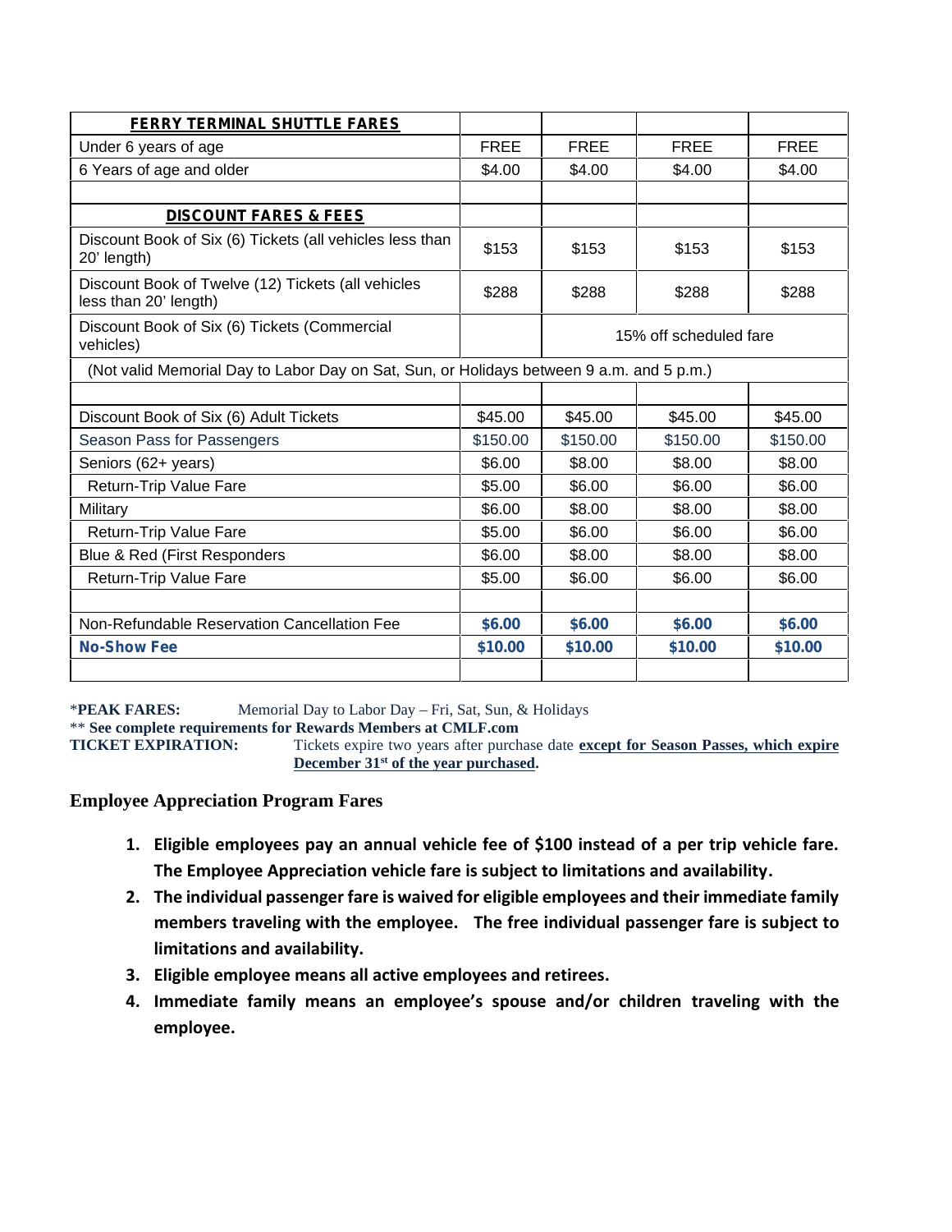| **FERRY TERMINAL SHUTTLE FARES** | | | | |
|---|---|---|---|---|
| Under 6 years of age | FREE | FREE | FREE | FREE |
| 6 Years of age and older | $4.00 | $4.00 | $4.00 | $4.00 |
| | | | | |
| **DISCOUNT FARES & FEES** | | | | |
| Discount Book of Six (6) Tickets (all vehicles less than 20' length) | $153 | $153 | $153 | $153 |
| Discount Book of Twelve (12) Tickets (all vehicles less than 20' length) | $288 | $288 | $288 | $288 |
| Discount Book of Six (6) Tickets (Commercial vehicles) | | 15% off scheduled fare | | |
| (Not valid Memorial Day to Labor Day on Sat, Sun, or Holidays between 9 a.m. and 5 p.m.) | | | | |
| | | | | |
| Discount Book of Six (6) Adult Tickets | $45.00 | $45.00 | $45.00 | $45.00 |
| Season Pass for Passengers | $150.00 | $150.00 | $150.00 | $150.00 |
| Seniors (62+ years) | $6.00 | $8.00 | $8.00 | $8.00 |
| Return-Trip Value Fare | $5.00 | $6.00 | $6.00 | $6.00 |
| Military | $6.00 | $8.00 | $8.00 | $8.00 |
| Return-Trip Value Fare | $5.00 | $6.00 | $6.00 | $6.00 |
| Blue & Red (First Responders | $6.00 | $8.00 | $8.00 | $8.00 |
| Return-Trip Value Fare | $5.00 | $6.00 | $6.00 | $6.00 |
| | | | | |
| Non-Refundable Reservation Cancellation Fee | **$6.00** | **$6.00** | **$6.00** | **$6.00** |
| **No-Show Fee** | **$10.00** | **$10.00** | **$10.00** | **$10.00** |
| | | | | |

*__PEAK FARES:__ Memorial Day to Labor Day – Fri, Sat, Sun, & Holidays

** **See complete requirements for Rewards Members at CMLF.com**

**TICKET EXPIRATION:** Tickets expire two years after purchase date **except for Season Passes, which expire December 31st of the year purchased.**

## Employee Appreciation Program Fares

1. **Eligible employees pay an annual vehicle fee of $100 instead of a per trip vehicle fare. The Employee Appreciation vehicle fare is subject to limitations and availability.**
2. **The individual passenger fare is waived for eligible employees and their immediate family members traveling with the employee. The free individual passenger fare is subject to limitations and availability.**
3. **Eligible employee means all active employees and retirees.**
4. **Immediate family means an employee's spouse and/or children traveling with the employee.**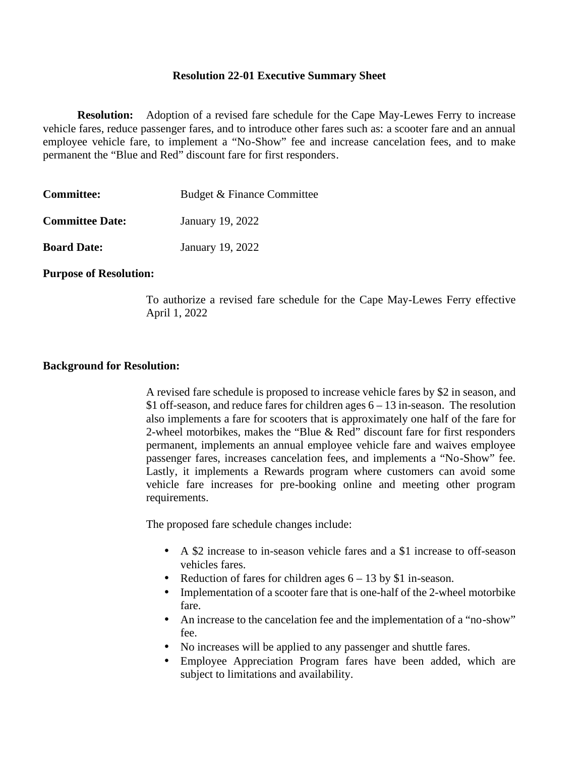## Resolution 22-01 Executive Summary Sheet

**Resolution:** Adoption of a revised fare schedule for the Cape May-Lewes Ferry to increase vehicle fares, reduce passenger fares, and to introduce other fares such as: a scooter fare and an annual employee vehicle fare, to implement a "No-Show" fee and increase cancelation fees, and to make permanent the "Blue and Red" discount fare for first responders.

**Committee:** Budget & Finance Committee

**Committee Date:** January 19, 2022

**Board Date:** January 19, 2022

**Purpose of Resolution:**

To authorize a revised fare schedule for the Cape May-Lewes Ferry effective April 1, 2022

**Background for Resolution:**

A revised fare schedule is proposed to increase vehicle fares by $2 in season, and $1 off-season, and reduce fares for children ages 6 – 13 in-season. The resolution also implements a fare for scooters that is approximately one half of the fare for 2-wheel motorbikes, makes the "Blue & Red" discount fare for first responders permanent, implements an annual employee vehicle fare and waives employee passenger fares, increases cancelation fees, and implements a "No-Show" fee. Lastly, it implements a Rewards program where customers can avoid some vehicle fare increases for pre-booking online and meeting other program requirements.

The proposed fare schedule changes include:

- A $2 increase to in-season vehicle fares and a $1 increase to off-season vehicles fares.
- Reduction of fares for children ages 6 – 13 by $1 in-season.
- Implementation of a scooter fare that is one-half of the 2-wheel motorbike fare.
- An increase to the cancelation fee and the implementation of a "no-show" fee.
- No increases will be applied to any passenger and shuttle fares.
- Employee Appreciation Program fares have been added, which are subject to limitations and availability.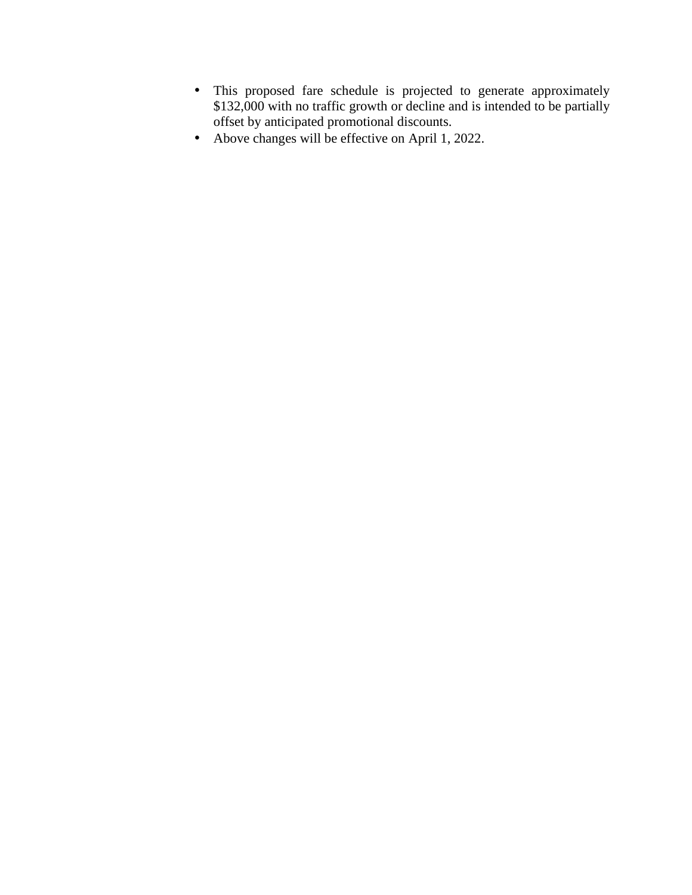- This proposed fare schedule is projected to generate approximately $132,000 with no traffic growth or decline and is intended to be partially offset by anticipated promotional discounts.
- Above changes will be effective on April 1, 2022.